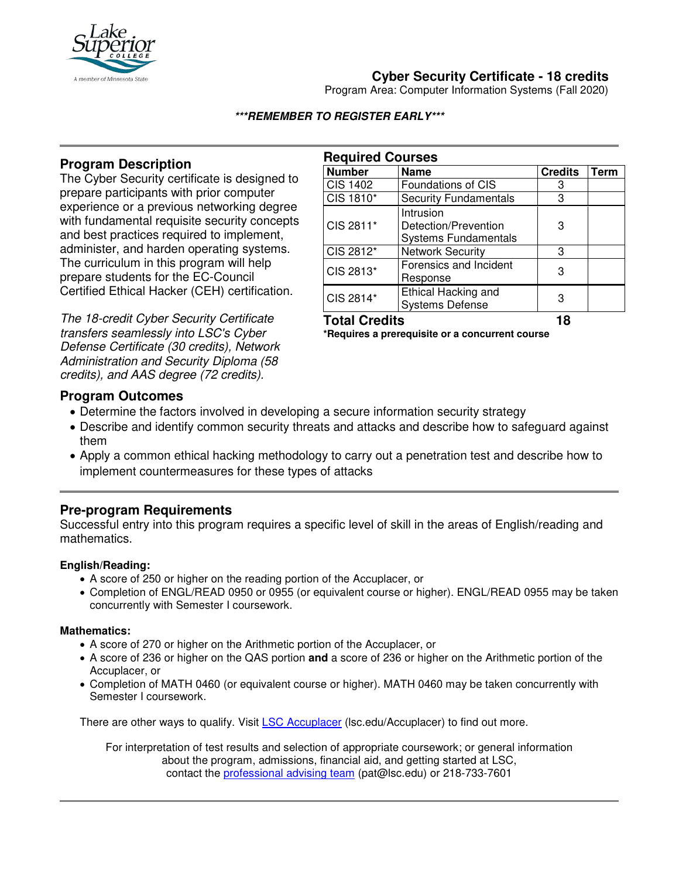# Cyber Security Certificate - 18 credits

Program Area: Computer Information Systems (Fall 2020)

***REMEMBER TO REGISTER EARLY***

## Program Description

The Cyber Security certificate is designed to prepare participants with prior computer experience or a previous networking degree with fundamental requisite security concepts and best practices required to implement, administer, and harden operating systems. The curriculum in this program will help prepare students for the EC-Council Certified Ethical Hacker (CEH) certification.

*The 18-credit Cyber Security Certificate transfers seamlessly into LSC's Cyber Defense Certificate (30 credits), Network Administration and Security Diploma (58 credits), and AAS degree (72 credits).*

## Required Courses

| Number | Name | Credits | Term |
|---|---|---|---|
| CIS 1402 | Foundations of CIS | 3 | |
| CIS 1810* | Security Fundamentals | 3 | |
| CIS 2811* | Intrusion Detection/Prevention Systems Fundamentals | 3 | |
| CIS 2812* | Network Security | 3 | |
| CIS 2813* | Forensics and Incident Response | 3 | |
| CIS 2814* | Ethical Hacking and Systems Defense | 3 | |
| **Total Credits** | | **18** | |

***Requires a prerequisite or a concurrent course**

## Program Outcomes

- Determine the factors involved in developing a secure information security strategy
- Describe and identify common security threats and attacks and describe how to safeguard against them
- Apply a common ethical hacking methodology to carry out a penetration test and describe how to implement countermeasures for these types of attacks

## Pre-program Requirements

Successful entry into this program requires a specific level of skill in the areas of English/reading and mathematics.

**English/Reading:**

- A score of 250 or higher on the reading portion of the Accuplacer, or
- Completion of ENGL/READ 0950 or 0955 (or equivalent course or higher). ENGL/READ 0955 may be taken concurrently with Semester I coursework.

**Mathematics:**

- A score of 270 or higher on the Arithmetic portion of the Accuplacer, or
- A score of 236 or higher on the QAS portion **and** a score of 236 or higher on the Arithmetic portion of the Accuplacer, or
- Completion of MATH 0460 (or equivalent course or higher). MATH 0460 may be taken concurrently with Semester I coursework.

There are other ways to qualify. Visit LSC Accuplacer (lsc.edu/Accuplacer) to find out more.

For interpretation of test results and selection of appropriate coursework; or general information about the program, admissions, financial aid, and getting started at LSC, contact the professional advising team (pat@lsc.edu) or 218-733-7601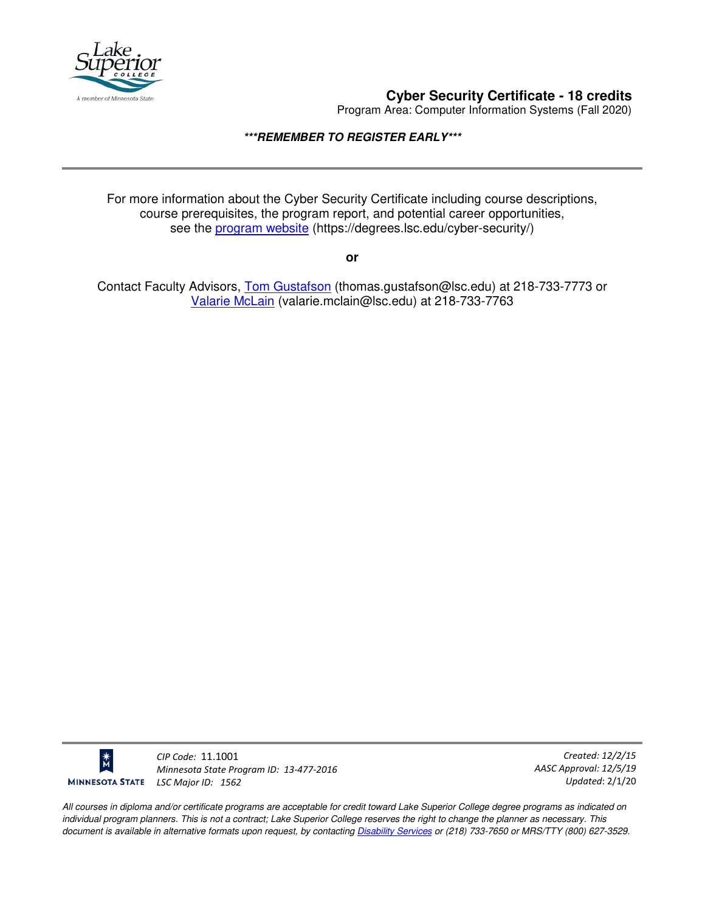**Cyber Security Certificate - 18 credits**
Program Area: Computer Information Systems (Fall 2020)

***\*\*\*REMEMBER TO REGISTER EARLY\*\*\****

---

For more information about the Cyber Security Certificate including course descriptions, course prerequisites, the program report, and potential career opportunities, see the program website (https://degrees.lsc.edu/cyber-security/)

**or**

Contact Faculty Advisors, Tom Gustafson (thomas.gustafson@lsc.edu) at 218-733-7773 or Valarie McLain (valarie.mclain@lsc.edu) at 218-733-7763

---

*CIP Code:* 11.1001
*Minnesota State Program ID: 13-477-2016*
*LSC Major ID: 1562*

*Created: 12/2/15*
*AASC Approval: 12/5/19*
*Updated*: 2/1/20

*All courses in diploma and/or certificate programs are acceptable for credit toward Lake Superior College degree programs as indicated on individual program planners. This is not a contract; Lake Superior College reserves the right to change the planner as necessary. This document is available in alternative formats upon request, by contacting Disability Services or (218) 733-7650 or MRS/TTY (800) 627-3529.*